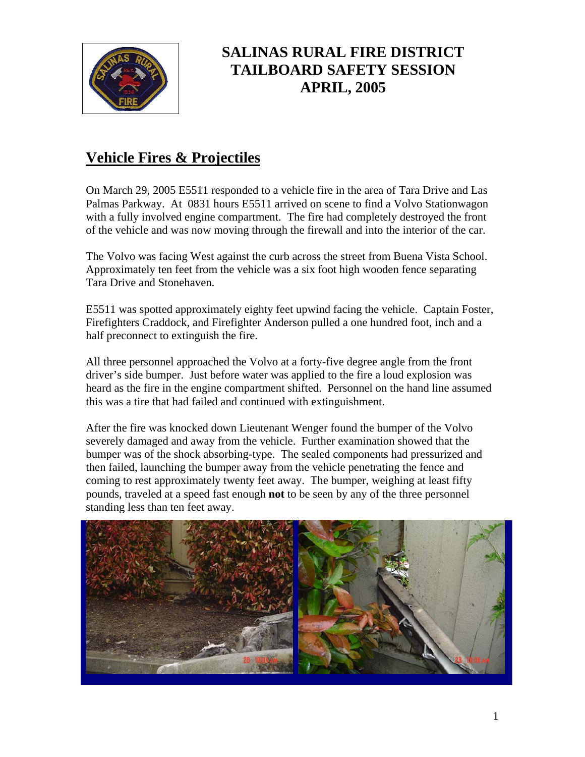# SALINAS RURAL FIRE DISTRICT TAILBOARD SAFETY SESSION APRIL, 2005

## Vehicle Fires & Projectiles

On March 29, 2005 E5511 responded to a vehicle fire in the area of Tara Drive and Las Palmas Parkway. At 0831 hours E5511 arrived on scene to find a Volvo Stationwagon with a fully involved engine compartment. The fire had completely destroyed the front of the vehicle and was now moving through the firewall and into the interior of the car.

The Volvo was facing West against the curb across the street from Buena Vista School. Approximately ten feet from the vehicle was a six foot high wooden fence separating Tara Drive and Stonehaven.

E5511 was spotted approximately eighty feet upwind facing the vehicle. Captain Foster, Firefighters Craddock, and Firefighter Anderson pulled a one hundred foot, inch and a half preconnect to extinguish the fire.

All three personnel approached the Volvo at a forty-five degree angle from the front driver's side bumper. Just before water was applied to the fire a loud explosion was heard as the fire in the engine compartment shifted. Personnel on the hand line assumed this was a tire that had failed and continued with extinguishment.

After the fire was knocked down Lieutenant Wenger found the bumper of the Volvo severely damaged and away from the vehicle. Further examination showed that the bumper was of the shock absorbing-type. The sealed components had pressurized and then failed, launching the bumper away from the vehicle penetrating the fence and coming to rest approximately twenty feet away. The bumper, weighing at least fifty pounds, traveled at a speed fast enough **not** to be seen by any of the three personnel standing less than ten feet away.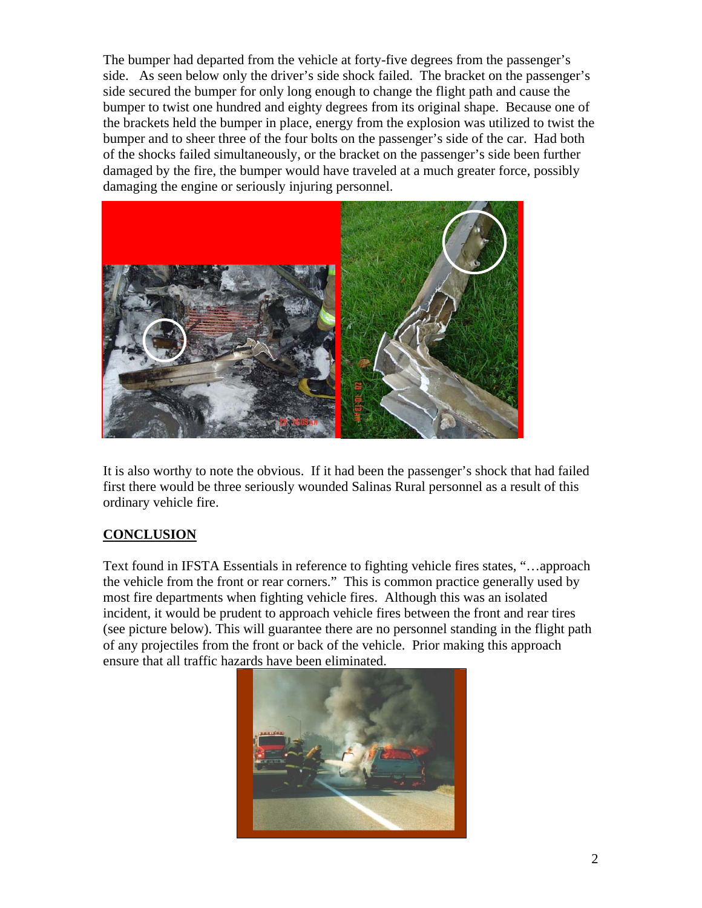The bumper had departed from the vehicle at forty-five degrees from the passenger's side. As seen below only the driver's side shock failed. The bracket on the passenger's side secured the bumper for only long enough to change the flight path and cause the bumper to twist one hundred and eighty degrees from its original shape. Because one of the brackets held the bumper in place, energy from the explosion was utilized to twist the bumper and to sheer three of the four bolts on the passenger's side of the car. Had both of the shocks failed simultaneously, or the bracket on the passenger's side been further damaged by the fire, the bumper would have traveled at a much greater force, possibly damaging the engine or seriously injuring personnel.

It is also worthy to note the obvious. If it had been the passenger's shock that had failed first there would be three seriously wounded Salinas Rural personnel as a result of this ordinary vehicle fire.

## CONCLUSION

Text found in IFSTA Essentials in reference to fighting vehicle fires states, "…approach the vehicle from the front or rear corners." This is common practice generally used by most fire departments when fighting vehicle fires. Although this was an isolated incident, it would be prudent to approach vehicle fires between the front and rear tires (see picture below). This will guarantee there are no personnel standing in the flight path of any projectiles from the front or back of the vehicle. Prior making this approach ensure that all traffic hazards have been eliminated.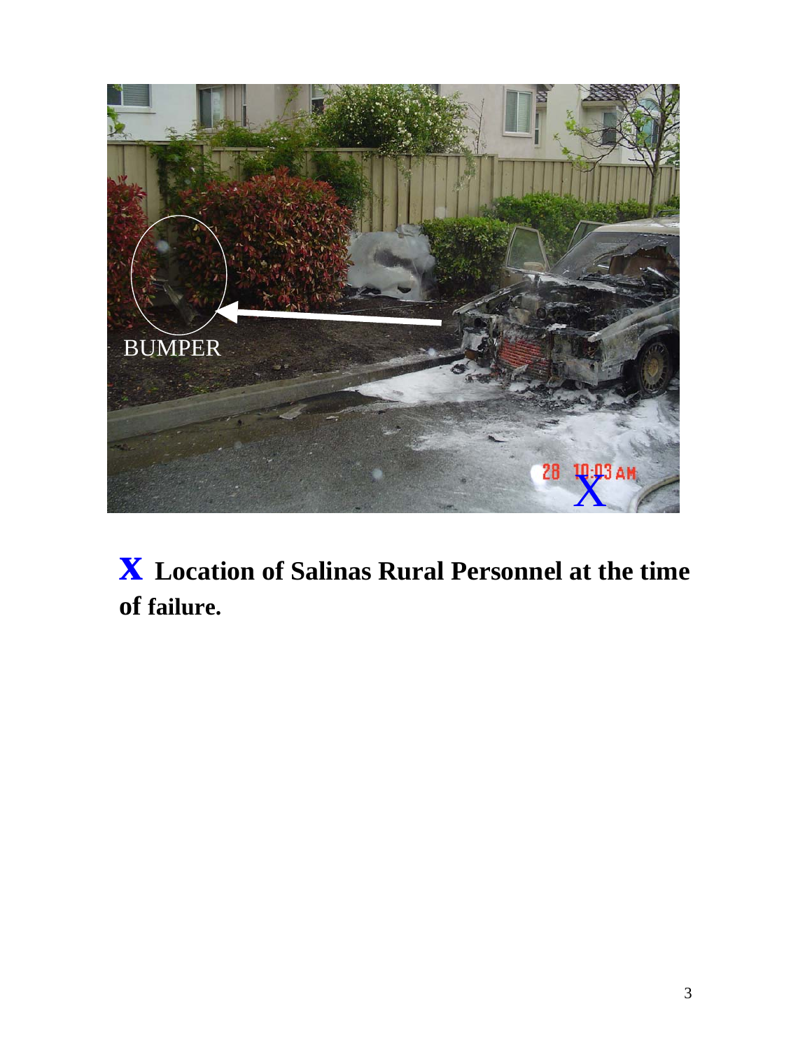**X Location of Salinas Rural Personnel at the time of failure.**